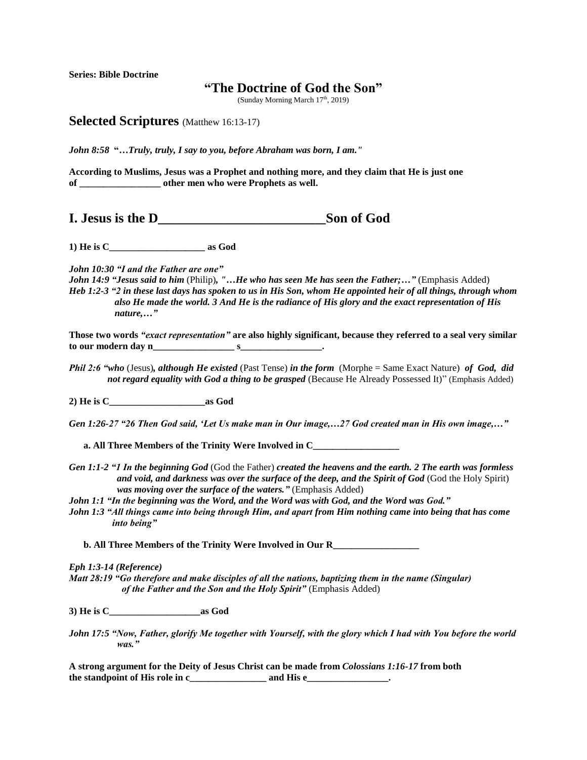**Series: Bible Doctrine**

# "The Doctrine of God the Son"

(Sunday Morning March 17th, 2019)

## Selected Scriptures (Matthew 16:13-17)

***John 8:58*** **"*…Truly, truly, I say to you, before Abraham was born, I am."***

**According to Muslims, Jesus was a Prophet and nothing more, and they claim that He is just one of _________________ other men who were Prophets as well.**

## I. Jesus is the D_________________________Son of God

**1) He is C____________________ as God**

***John 10:30 "I and the Father are one"***
***John 14:9 "Jesus said to him*** (Philip)***, "…He who has seen Me has seen the Father;…"*** (Emphasis Added)
***Heb 1:2-3 "2 in these last days has spoken to us in His Son, whom He appointed heir of all things, through whom also He made the world. 3 And He is the radiance of His glory and the exact representation of His nature,…"***

**Those two words *"exact representation"* are also highly significant, because they referred to a seal very similar to our modern day n_________________ s_________________.**

***Phil 2:6 "who*** (Jesus)***, although He existed*** (Past Tense) ***in the form*** (Morphe = Same Exact Nature) ***of God, did not regard equality with God a thing to be grasped*** (Because He Already Possessed It)" (Emphasis Added)

**2) He is C____________________as God**

***Gen 1:26-27 "26 Then God said, 'Let Us make man in Our image,…27 God created man in His own image,…"***

**a. All Three Members of the Trinity Were Involved in C__________________**

***Gen 1:1-2 "1 In the beginning God*** (God the Father) ***created the heavens and the earth. 2 The earth was formless and void, and darkness was over the surface of the deep, and the Spirit of God*** (God the Holy Spirit) ***was moving over the surface of the waters."*** (Emphasis Added)
***John 1:1 "In the beginning was the Word, and the Word was with God, and the Word was God."***
***John 1:3 "All things came into being through Him, and apart from Him nothing came into being that has come into being"***

**b. All Three Members of the Trinity Were Involved in Our R__________________**

***Eph 1:3-14 (Reference)***
***Matt 28:19 "Go therefore and make disciples of all the nations, baptizing them in the name (Singular) of the Father and the Son and the Holy Spirit"*** (Emphasis Added)

**3) He is C___________________as God**

***John 17:5 "Now, Father, glorify Me together with Yourself, with the glory which I had with You before the world was."***

**A strong argument for the Deity of Jesus Christ can be made from *Colossians 1:16-17* from both the standpoint of His role in c________________ and His e_________________.**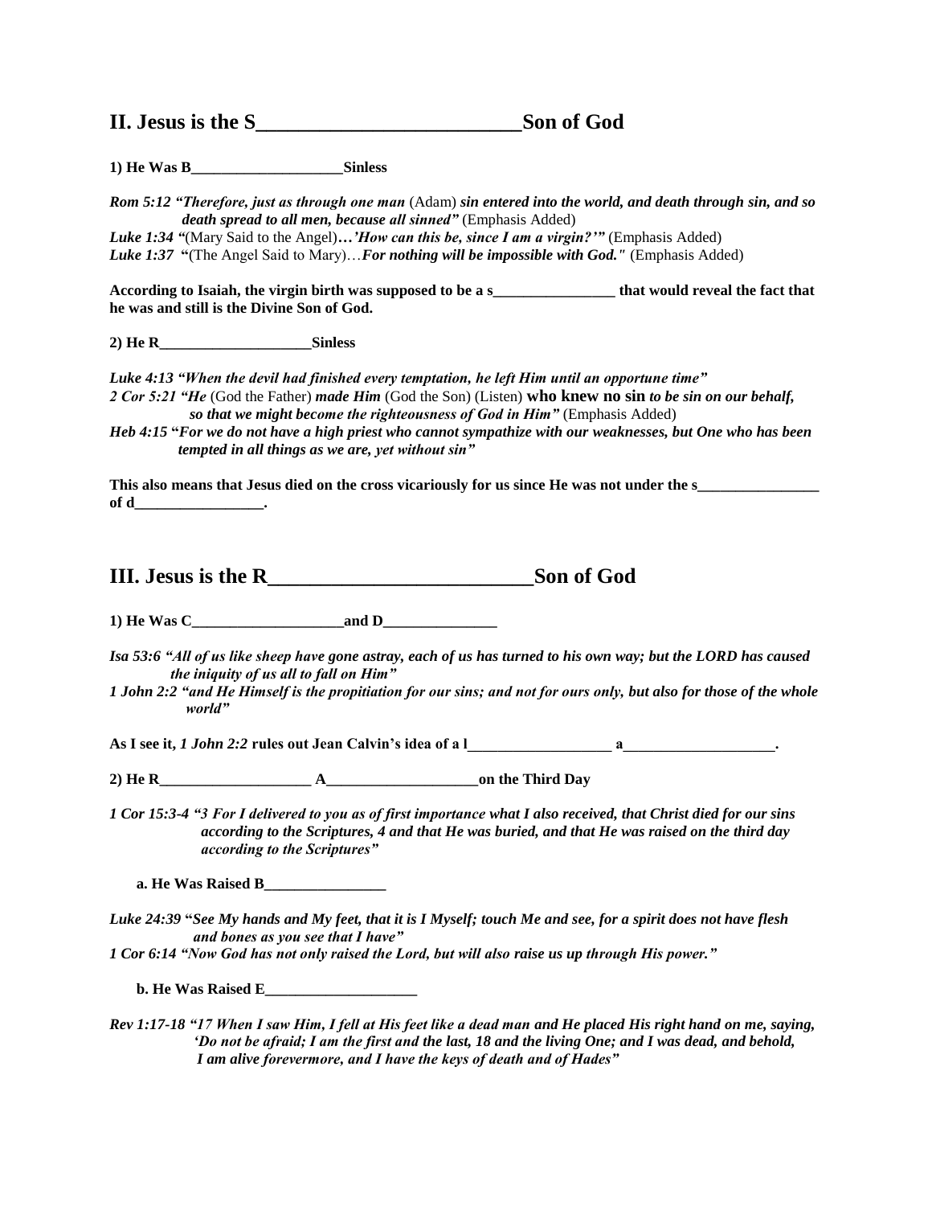## II. Jesus is the S_________________________Son of God

**1) He Was B____________________Sinless**

***Rom 5:12** "Therefore, just as through one man* (Adam) ***sin entered into the world, and death through sin, and so death spread to all men, because all sinned"*** (Emphasis Added)
***Luke 1:34*** "(Mary Said to the Angel)***…'How can this be, since I am a virgin?'"*** (Emphasis Added)
***Luke 1:37*** **"**(The Angel Said to Mary)…***For nothing will be impossible with God."*** (Emphasis Added)

**According to Isaiah, the virgin birth was supposed to be a s________________ that would reveal the fact that he was and still is the Divine Son of God.**

**2) He R____________________Sinless**

***Luke 4:13 "When the devil had finished every temptation, he left Him until an opportune time"***
***2 Cor 5:21 "He*** (God the Father) ***made Him*** (God the Son) (Listen) **who knew no sin** ***to be sin on our behalf, so that we might become the righteousness of God in Him"*** (Emphasis Added)
***Heb 4:15*** **"*For we do not have a high priest who cannot sympathize with our weaknesses, but One who has been tempted in all things as we are, yet without sin"***

**This also means that Jesus died on the cross vicariously for us since He was not under the s________________ of d_________________.**

## III. Jesus is the R_________________________Son of God

**1) He Was C____________________and D_______________**

***Isa 53:6 "All of us like sheep have gone astray, each of us has turned to his own way; but the LORD has caused the iniquity of us all to fall on Him"***
***1 John 2:2 "and He Himself is the propitiation for our sins; and not for ours only, but also for those of the whole world"***

**As I see it, *1 John 2:2* rules out Jean Calvin's idea of a l___________________ a____________________.**

**2) He R____________________ A____________________on the Third Day**

***1 Cor 15:3-4 "3 For I delivered to you as of first importance what I also received, that Christ died for our sins according to the Scriptures, 4 and that He was buried, and that He was raised on the third day according to the Scriptures"***

**a. He Was Raised B________________**

***Luke 24:39*** **"*See My hands and My feet, that it is I Myself; touch Me and see, for a spirit does not have flesh and bones as you see that I have"***
***1 Cor 6:14 "Now God has not only raised the Lord, but will also raise us up through His power."***

**b. He Was Raised E____________________**

***Rev 1:17-18 "17 When I saw Him, I fell at His feet like a dead man and He placed His right hand on me, saying, 'Do not be afraid; I am the first and the last, 18 and the living One; and I was dead, and behold, I am alive forevermore, and I have the keys of death and of Hades"***